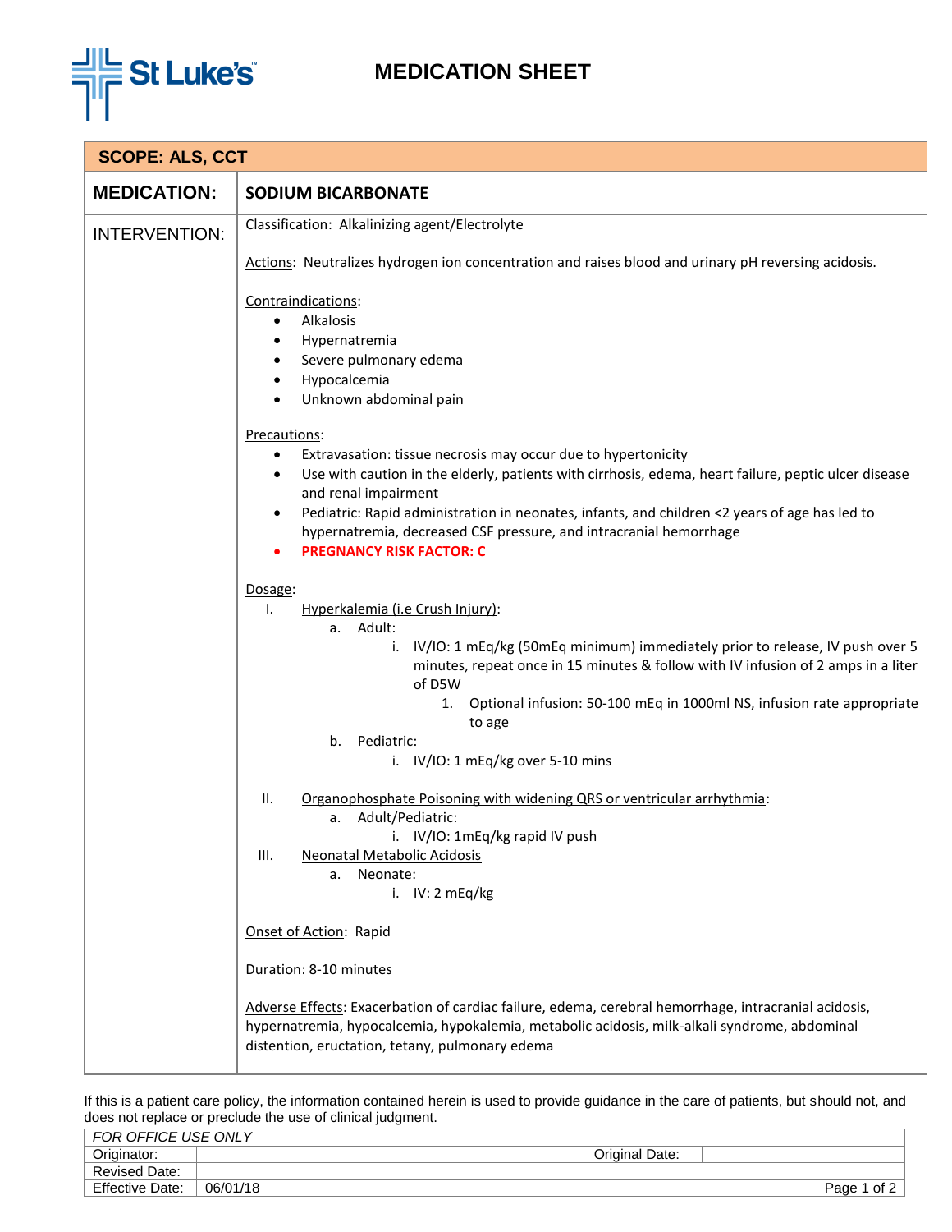# MEDICATION SHEET

**SCOPE: ALS, CCT**

**MEDICATION:** **SODIUM BICARBONATE**

**INTERVENTION:**

Classification: Alkalinizing agent/Electrolyte

Actions: Neutralizes hydrogen ion concentration and raises blood and urinary pH reversing acidosis.

Contraindications:

- Alkalosis
- Hypernatremia
- Severe pulmonary edema
- Hypocalcemia
- Unknown abdominal pain

Precautions:

- Extravasation: tissue necrosis may occur due to hypertonicity
- Use with caution in the elderly, patients with cirrhosis, edema, heart failure, peptic ulcer disease and renal impairment
- Pediatric: Rapid administration in neonates, infants, and children <2 years of age has led to hypernatremia, decreased CSF pressure, and intracranial hemorrhage
- **PREGNANCY RISK FACTOR: C**

Dosage:

I. Hyperkalemia (i.e Crush Injury):
   a. Adult:
      i. IV/IO: 1 mEq/kg (50mEq minimum) immediately prior to release, IV push over 5 minutes, repeat once in 15 minutes & follow with IV infusion of 2 amps in a liter of D5W
         1. Optional infusion: 50-100 mEq in 1000ml NS, infusion rate appropriate to age
   b. Pediatric:
      i. IV/IO: 1 mEq/kg over 5-10 mins

II. Organophosphate Poisoning with widening QRS or ventricular arrhythmia:
   a. Adult/Pediatric:
      i. IV/IO: 1mEq/kg rapid IV push

III. Neonatal Metabolic Acidosis
   a. Neonate:
      i. IV: 2 mEq/kg

Onset of Action: Rapid

Duration: 8-10 minutes

Adverse Effects: Exacerbation of cardiac failure, edema, cerebral hemorrhage, intracranial acidosis, hypernatremia, hypocalcemia, hypokalemia, metabolic acidosis, milk-alkali syndrome, abdominal distention, eructation, tetany, pulmonary edema

If this is a patient care policy, the information contained herein is used to provide guidance in the care of patients, but should not, and does not replace or preclude the use of clinical judgment.

| *FOR OFFICE USE ONLY* | | | |
|---|---|---|---|
| Originator: | | Original Date: | |
| Revised Date: | | | |
| Effective Date: | 06/01/18 | | |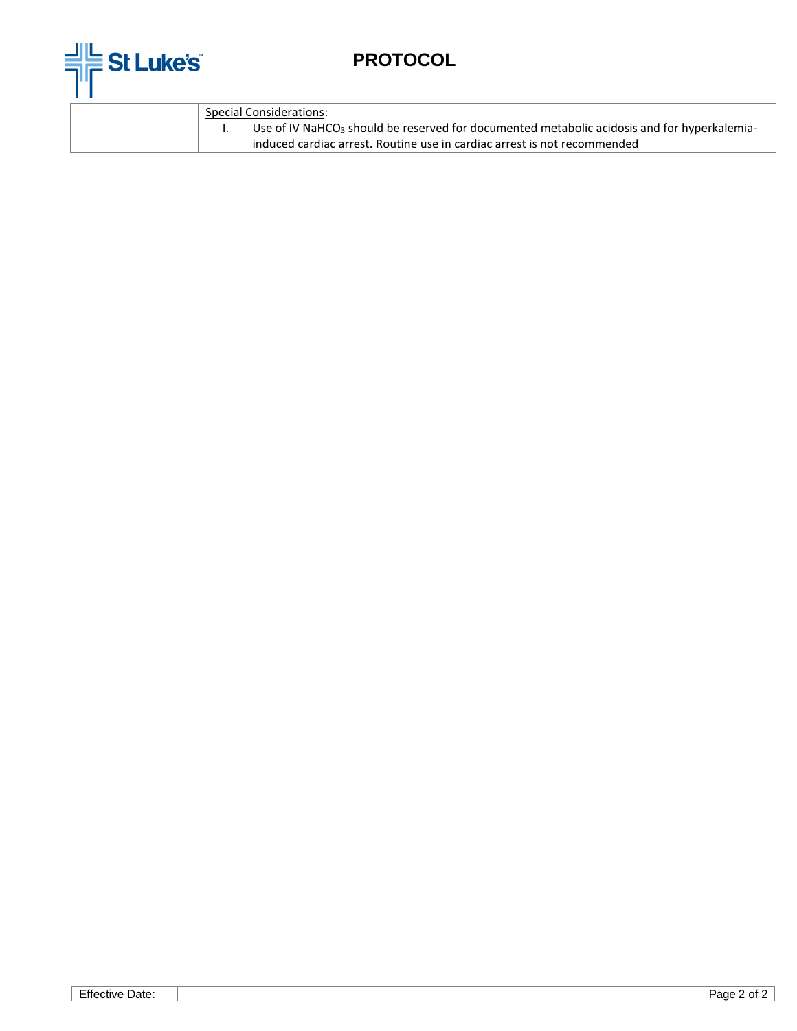| | |
|---|---|
| | Special Considerations:<br>I. Use of IV $NaHCO_3$ should be reserved for documented metabolic acidosis and for hyperkalemia-induced cardiac arrest. Routine use in cardiac arrest is not recommended |